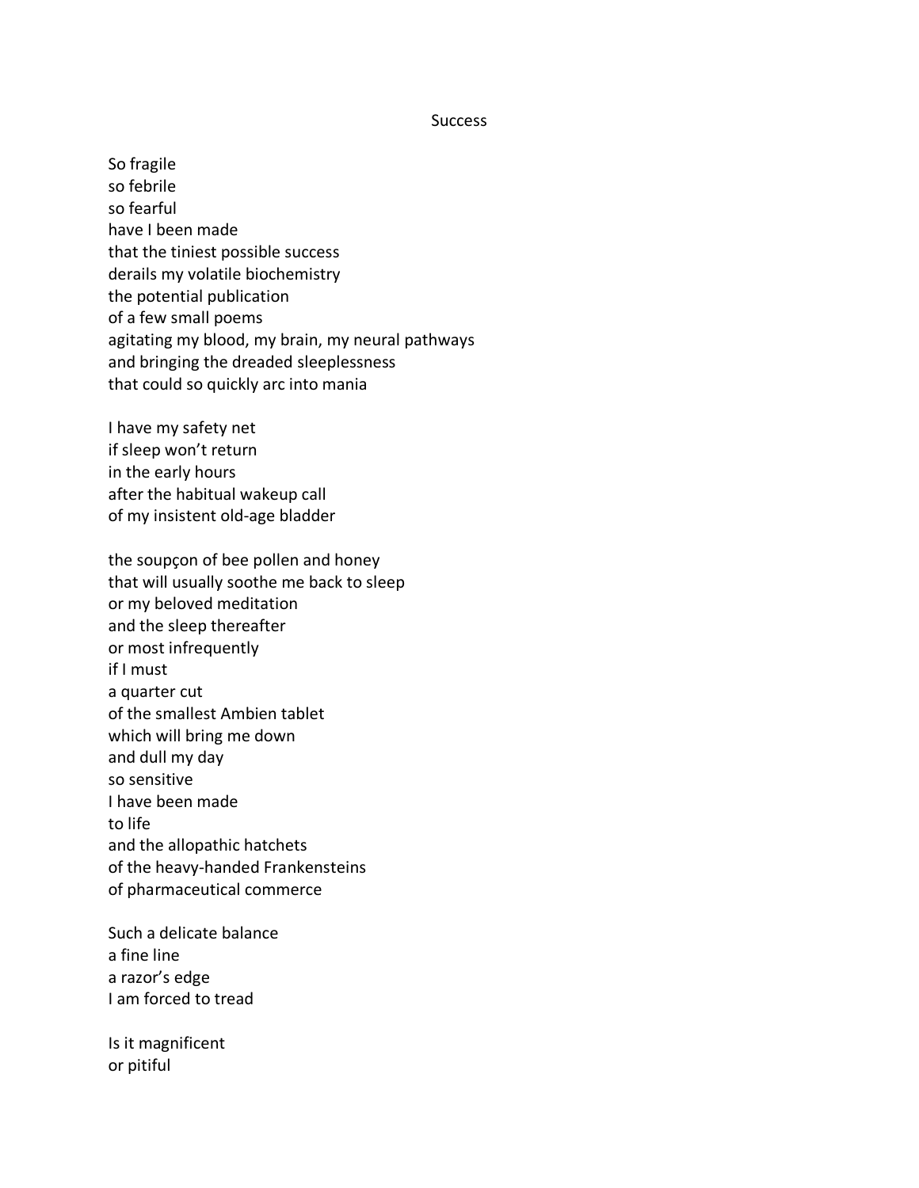# Success

So fragile  
so febrile  
so fearful  
have I been made  
that the tiniest possible success  
derails my volatile biochemistry  
the potential publication  
of a few small poems  
agitating my blood, my brain, my neural pathways  
and bringing the dreaded sleeplessness  
that could so quickly arc into mania

I have my safety net  
if sleep won't return  
in the early hours  
after the habitual wakeup call  
of my insistent old-age bladder

the soupçon of bee pollen and honey  
that will usually soothe me back to sleep  
or my beloved meditation  
and the sleep thereafter  
or most infrequently  
if I must  
a quarter cut  
of the smallest Ambien tablet  
which will bring me down  
and dull my day  
so sensitive  
I have been made  
to life  
and the allopathic hatchets  
of the heavy-handed Frankensteins  
of pharmaceutical commerce

Such a delicate balance  
a fine line  
a razor's edge  
I am forced to tread

Is it magnificent  
or pitiful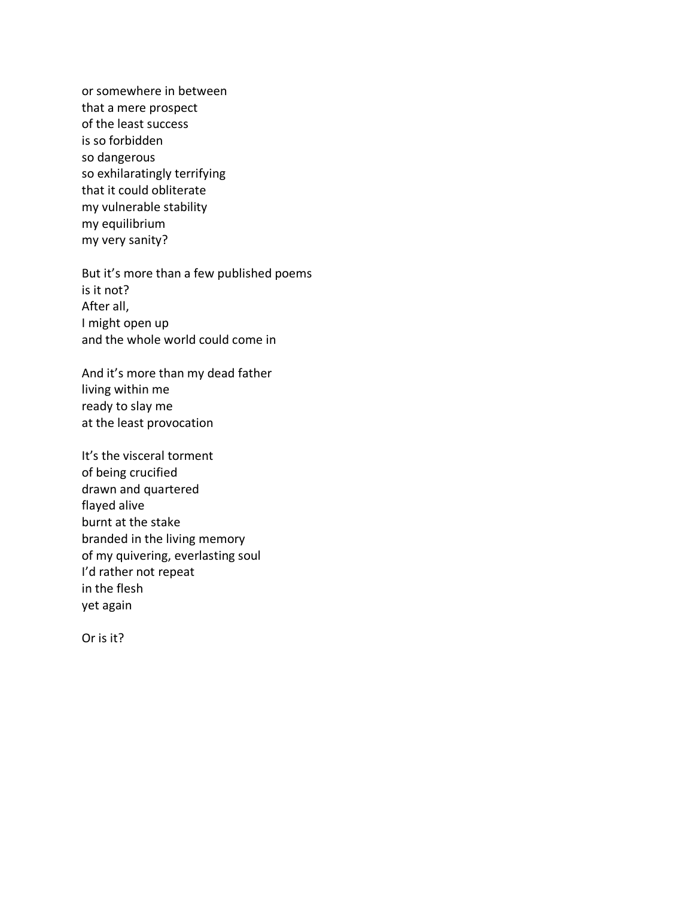or somewhere in between
that a mere prospect
of the least success
is so forbidden
so dangerous
so exhilaratingly terrifying
that it could obliterate
my vulnerable stability
my equilibrium
my very sanity?

But it's more than a few published poems
is it not?
After all,
I might open up
and the whole world could come in

And it's more than my dead father
living within me
ready to slay me
at the least provocation

It's the visceral torment
of being crucified
drawn and quartered
flayed alive
burnt at the stake
branded in the living memory
of my quivering, everlasting soul
I'd rather not repeat
in the flesh
yet again

Or is it?